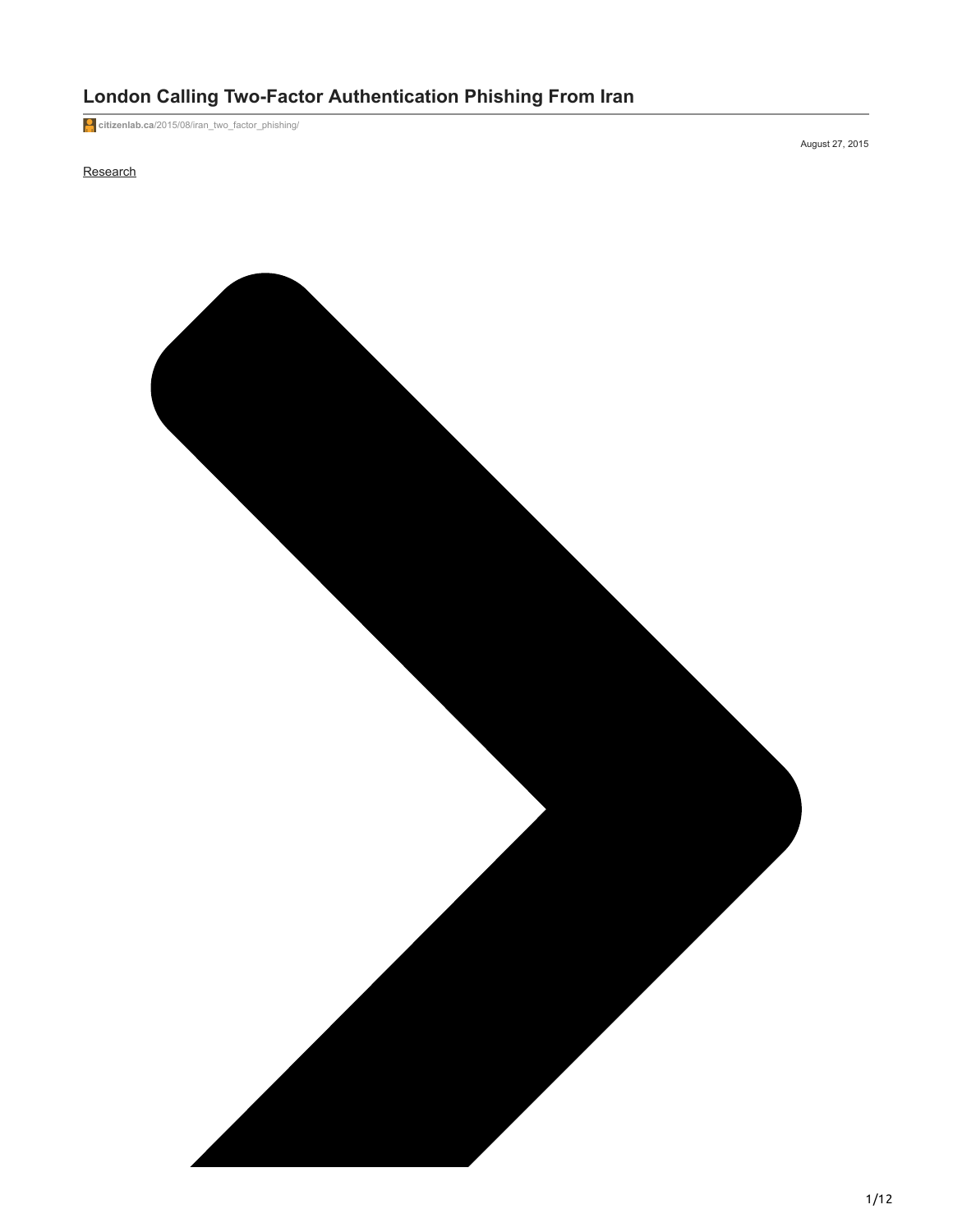# London Calling Two-Factor Authentication Phishing From Iran

citizenlab.ca/2015/08/iran_two_factor_phishing/

August 27, 2015

Research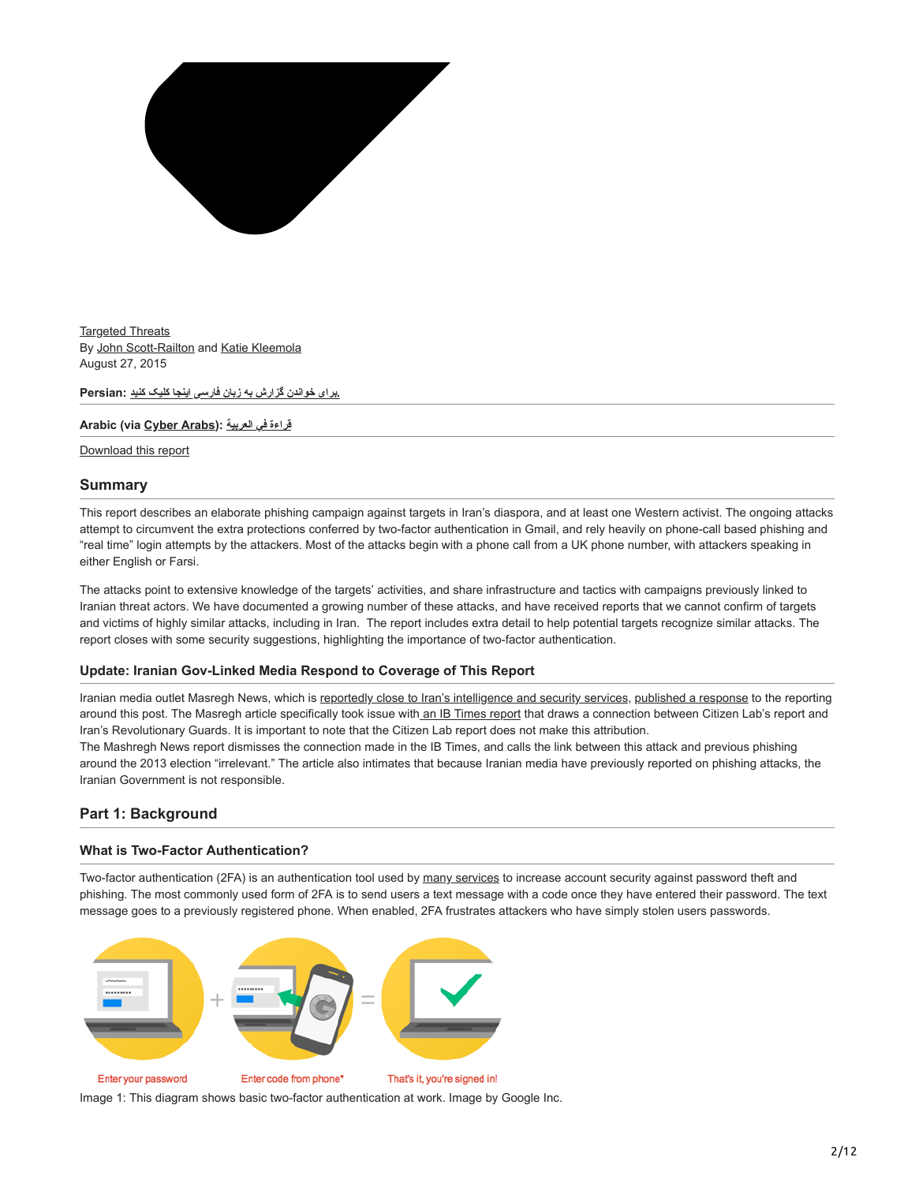Targeted Threats
By John Scott-Railton and Katie Kleemola
August 27, 2015

**Persian:** برای خواندن گزارش به زبان فارسی اینجا کلیک کنید.

**Arabic (via Cyber Arabs):** قراءة في العربية

Download this report

## Summary

This report describes an elaborate phishing campaign against targets in Iran's diaspora, and at least one Western activist. The ongoing attacks attempt to circumvent the extra protections conferred by two-factor authentication in Gmail, and rely heavily on phone-call based phishing and "real time" login attempts by the attackers. Most of the attacks begin with a phone call from a UK phone number, with attackers speaking in either English or Farsi.

The attacks point to extensive knowledge of the targets' activities, and share infrastructure and tactics with campaigns previously linked to Iranian threat actors. We have documented a growing number of these attacks, and have received reports that we cannot confirm of targets and victims of highly similar attacks, including in Iran. The report includes extra detail to help potential targets recognize similar attacks. The report closes with some security suggestions, highlighting the importance of two-factor authentication.

### Update: Iranian Gov-Linked Media Respond to Coverage of This Report

Iranian media outlet Masregh News, which is reportedly close to Iran's intelligence and security services, published a response to the reporting around this post. The Masregh article specifically took issue with an IB Times report that draws a connection between Citizen Lab's report and Iran's Revolutionary Guards. It is important to note that the Citizen Lab report does not make this attribution.
The Mashregh News report dismisses the connection made in the IB Times, and calls the link between this attack and previous phishing around the 2013 election "irrelevant." The article also intimates that because Iranian media have previously reported on phishing attacks, the Iranian Government is not responsible.

## Part 1: Background

### What is Two-Factor Authentication?

Two-factor authentication (2FA) is an authentication tool used by many services to increase account security against password theft and phishing. The most commonly used form of 2FA is to send users a text message with a code once they have entered their password. The text message goes to a previously registered phone. When enabled, 2FA frustrates attackers who have simply stolen users passwords.

Enter your password + Enter code from phone* = That's it, you're signed in!

Image 1: This diagram shows basic two-factor authentication at work. Image by Google Inc.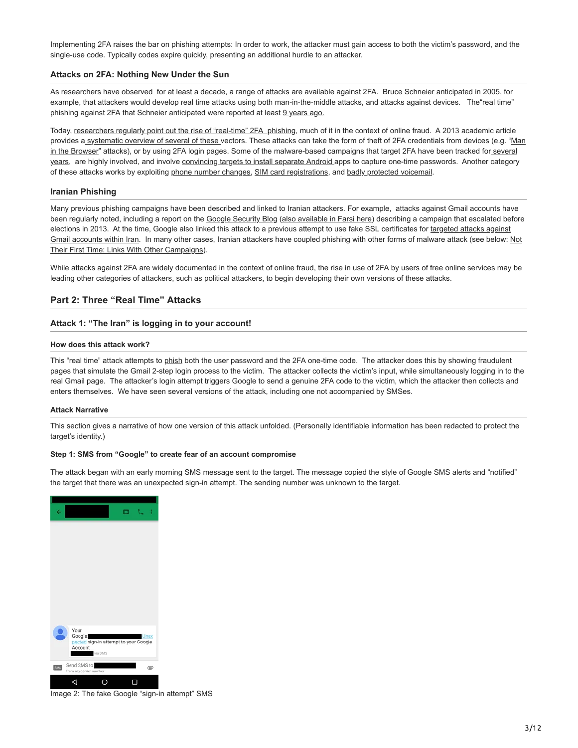Implementing 2FA raises the bar on phishing attempts: In order to work, the attacker must gain access to both the victim's password, and the single-use code. Typically codes expire quickly, presenting an additional hurdle to an attacker.

### Attacks on 2FA: Nothing New Under the Sun

As researchers have observed for at least a decade, a range of attacks are available against 2FA. Bruce Schneier anticipated in 2005, for example, that attackers would develop real time attacks using both man-in-the-middle attacks, and attacks against devices. The "real time" phishing against 2FA that Schneier anticipated were reported at least 9 years ago.

Today, researchers regularly point out the rise of "real-time" 2FA phishing, much of it in the context of online fraud. A 2013 academic article provides a systematic overview of several of these vectors. These attacks can take the form of theft of 2FA credentials from devices (e.g. "Man in the Browser" attacks), or by using 2FA login pages. Some of the malware-based campaigns that target 2FA have been tracked for several years, are highly involved, and involve convincing targets to install separate Android apps to capture one-time passwords. Another category of these attacks works by exploiting phone number changes, SIM card registrations, and badly protected voicemail.

### Iranian Phishing

Many previous phishing campaigns have been described and linked to Iranian attackers. For example, attacks against Gmail accounts have been regularly noted, including a report on the Google Security Blog (also available in Farsi here) describing a campaign that escalated before elections in 2013. At the time, Google also linked this attack to a previous attempt to use fake SSL certificates for targeted attacks against Gmail accounts within Iran. In many other cases, Iranian attackers have coupled phishing with other forms of malware attack (see below: Not Their First Time: Links With Other Campaigns).

While attacks against 2FA are widely documented in the context of online fraud, the rise in use of 2FA by users of free online services may be leading other categories of attackers, such as political attackers, to begin developing their own versions of these attacks.

## Part 2: Three "Real Time" Attacks

### Attack 1: "The Iran" is logging in to your account!

#### How does this attack work?

This "real time" attack attempts to phish both the user password and the 2FA one-time code. The attacker does this by showing fraudulent pages that simulate the Gmail 2-step login process to the victim. The attacker collects the victim's input, while simultaneously logging in to the real Gmail page. The attacker's login attempt triggers Google to send a genuine 2FA code to the victim, which the attacker then collects and enters themselves. We have seen several versions of the attack, including one not accompanied by SMSes.

#### Attack Narrative

This section gives a narrative of how one version of this attack unfolded. (Personally identifiable information has been redacted to protect the target's identity.)

**Step 1: SMS from "Google" to create fear of an account compromise**

The attack began with an early morning SMS message sent to the target. The message copied the style of Google SMS alerts and "notified" the target that there was an unexpected sign-in attempt. The sending number was unknown to the target.

Image 2: The fake Google "sign-in attempt" SMS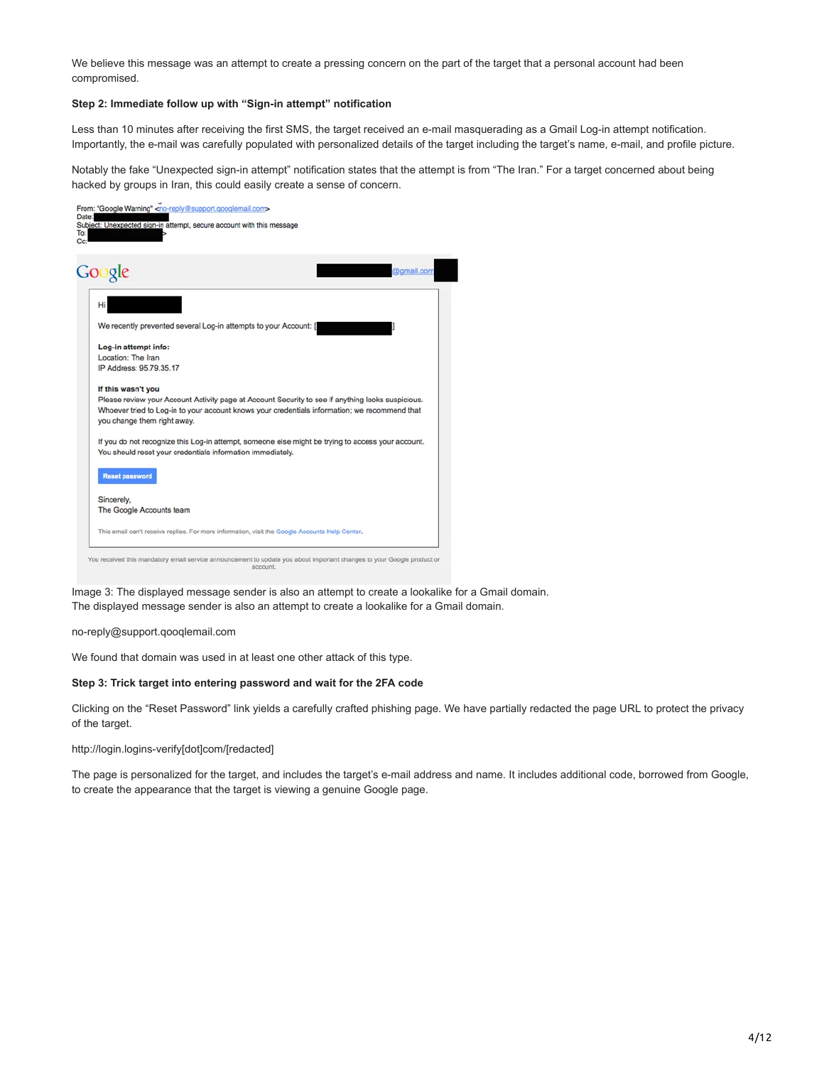We believe this message was an attempt to create a pressing concern on the part of the target that a personal account had been compromised.

**Step 2: Immediate follow up with "Sign-in attempt" notification**

Less than 10 minutes after receiving the first SMS, the target received an e-mail masquerading as a Gmail Log-in attempt notification. Importantly, the e-mail was carefully populated with personalized details of the target including the target's name, e-mail, and profile picture.

Notably the fake "Unexpected sign-in attempt" notification states that the attempt is from "The Iran." For a target concerned about being hacked by groups in Iran, this could easily create a sense of concern.

From: "Google Warning" <no-reply@support.qooqlemail.com>
Date:
Subject: Unexpected sign-in attempt, secure account with this message
To:
Cc:

Google @gmail.com

Hi

We recently prevented several Log-in attempts to your Account: [ ]

**Log-in attempt info:**
Location: The Iran
IP Address: 95.79.35.17

**If this wasn't you**
Please review your Account Activity page at Account Security to see if anything looks suspicious. Whoever tried to Log-in to your account knows your credentials information; we recommend that you change them right away.

If you do not recognize this Log-in attempt, someone else might be trying to access your account. You should reset your credentials information immediately.

Reset password

Sincerely,
The Google Accounts team

This email can't receive replies. For more information, visit the Google Accounts Help Center.

You received this mandatory email service announcement to update you about important changes to your Google product or account.

Image 3: The displayed message sender is also an attempt to create a lookalike for a Gmail domain.
The displayed message sender is also an attempt to create a lookalike for a Gmail domain.

no-reply@support.qooqlemail.com

We found that domain was used in at least one other attack of this type.

**Step 3: Trick target into entering password and wait for the 2FA code**

Clicking on the "Reset Password" link yields a carefully crafted phishing page. We have partially redacted the page URL to protect the privacy of the target.

http://login.logins-verify[dot]com/[redacted]

The page is personalized for the target, and includes the target's e-mail address and name. It includes additional code, borrowed from Google, to create the appearance that the target is viewing a genuine Google page.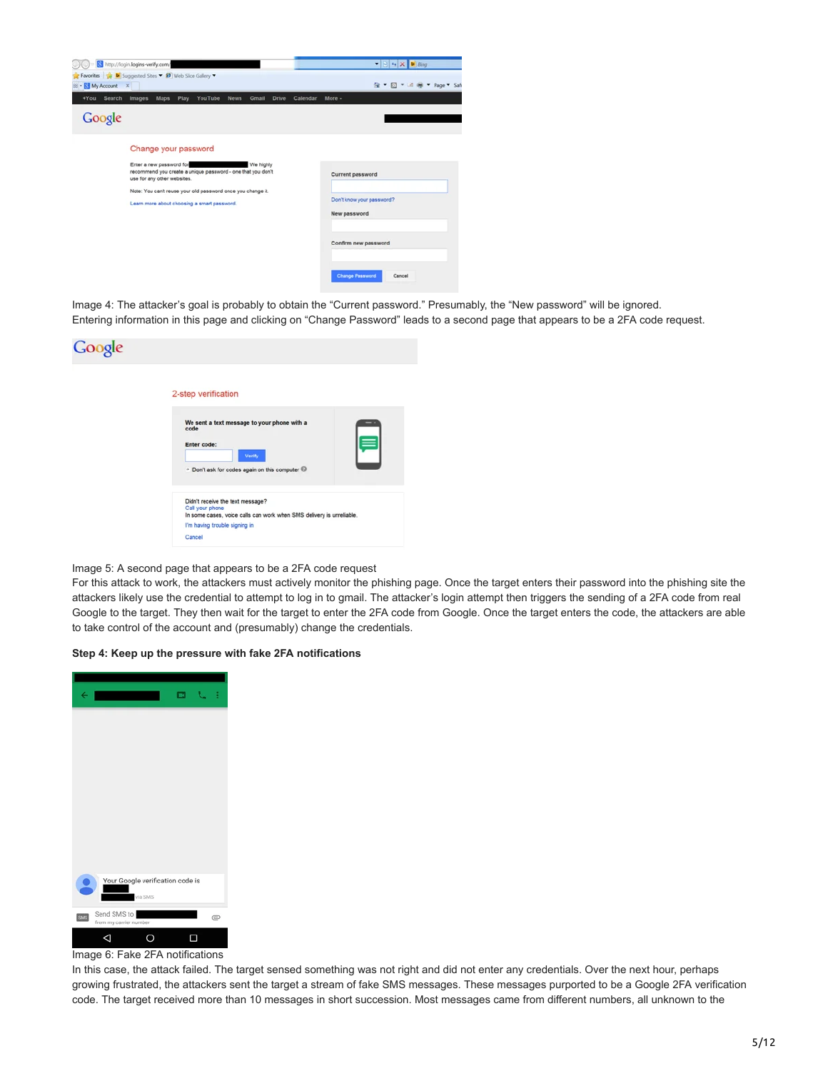Image 4: The attacker's goal is probably to obtain the "Current password." Presumably, the "New password" will be ignored. Entering information in this page and clicking on "Change Password" leads to a second page that appears to be a 2FA code request.

Image 5: A second page that appears to be a 2FA code request

For this attack to work, the attackers must actively monitor the phishing page. Once the target enters their password into the phishing site the attackers likely use the credential to attempt to log in to gmail. The attacker's login attempt then triggers the sending of a 2FA code from real Google to the target. They then wait for the target to enter the 2FA code from Google. Once the target enters the code, the attackers are able to take control of the account and (presumably) change the credentials.

**Step 4: Keep up the pressure with fake 2FA notifications**

Image 6: Fake 2FA notifications

In this case, the attack failed. The target sensed something was not right and did not enter any credentials. Over the next hour, perhaps growing frustrated, the attackers sent the target a stream of fake SMS messages. These messages purported to be a Google 2FA verification code. The target received more than 10 messages in short succession. Most messages came from different numbers, all unknown to the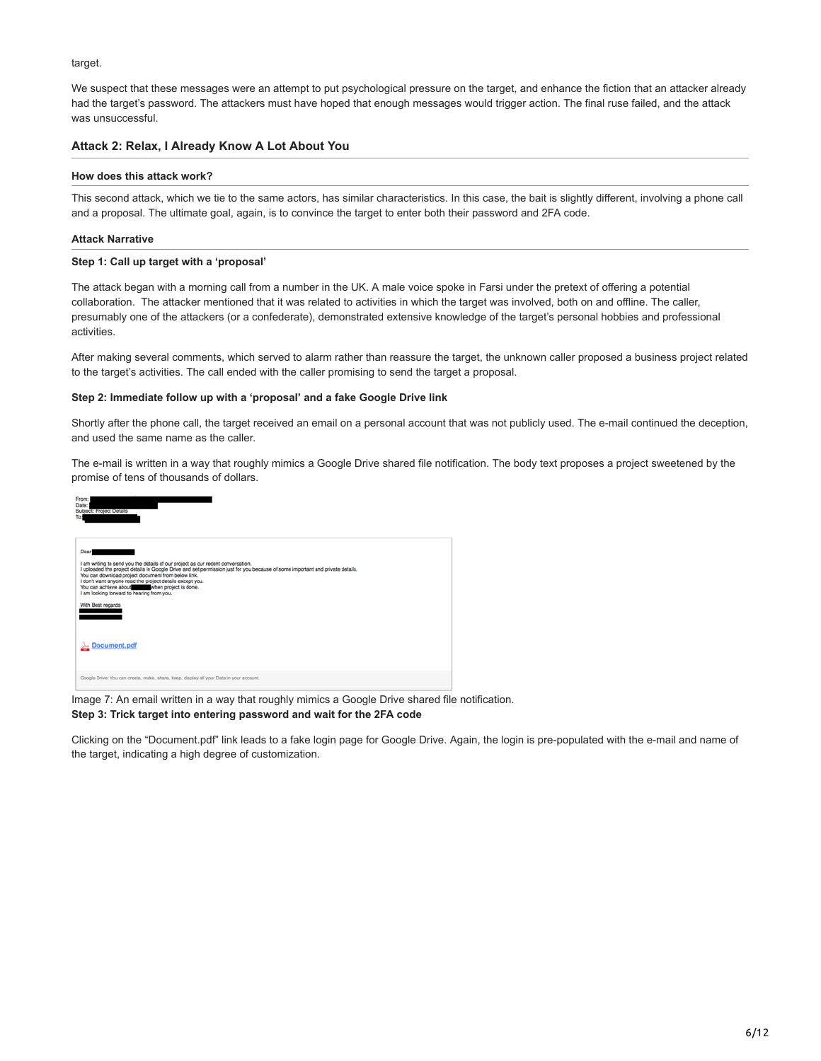target.

We suspect that these messages were an attempt to put psychological pressure on the target, and enhance the fiction that an attacker already had the target's password. The attackers must have hoped that enough messages would trigger action. The final ruse failed, and the attack was unsuccessful.

## Attack 2: Relax, I Already Know A Lot About You

### How does this attack work?

This second attack, which we tie to the same actors, has similar characteristics. In this case, the bait is slightly different, involving a phone call and a proposal. The ultimate goal, again, is to convince the target to enter both their password and 2FA code.

### Attack Narrative

**Step 1: Call up target with a 'proposal'**

The attack began with a morning call from a number in the UK. A male voice spoke in Farsi under the pretext of offering a potential collaboration. The attacker mentioned that it was related to activities in which the target was involved, both on and offline. The caller, presumably one of the attackers (or a confederate), demonstrated extensive knowledge of the target's personal hobbies and professional activities.

After making several comments, which served to alarm rather than reassure the target, the unknown caller proposed a business project related to the target's activities. The call ended with the caller promising to send the target a proposal.

**Step 2: Immediate follow up with a 'proposal' and a fake Google Drive link**

Shortly after the phone call, the target received an email on a personal account that was not publicly used. The e-mail continued the deception, and used the same name as the caller.

The e-mail is written in a way that roughly mimics a Google Drive shared file notification. The body text proposes a project sweetened by the promise of tens of thousands of dollars.

> From:
> Date:
> Subject: Project Details
> To:
>
> Dear
>
> I am writing to send you the details of our project as our recent conversation.
> I uploaded the project details in Google Drive and set permission just for you because of some important and private details.
> You can download project document from below link.
> I don't want anyone read the project details except you.
> You can achieve about when project is done.
> I am looking forward to hearing from you.
>
> With Best regards
>
> Document.pdf
>
> Google Drive: You can create, make, share, keep, display all your Data in your account.

Image 7: An email written in a way that roughly mimics a Google Drive shared file notification.

**Step 3: Trick target into entering password and wait for the 2FA code**

Clicking on the "Document.pdf" link leads to a fake login page for Google Drive. Again, the login is pre-populated with the e-mail and name of the target, indicating a high degree of customization.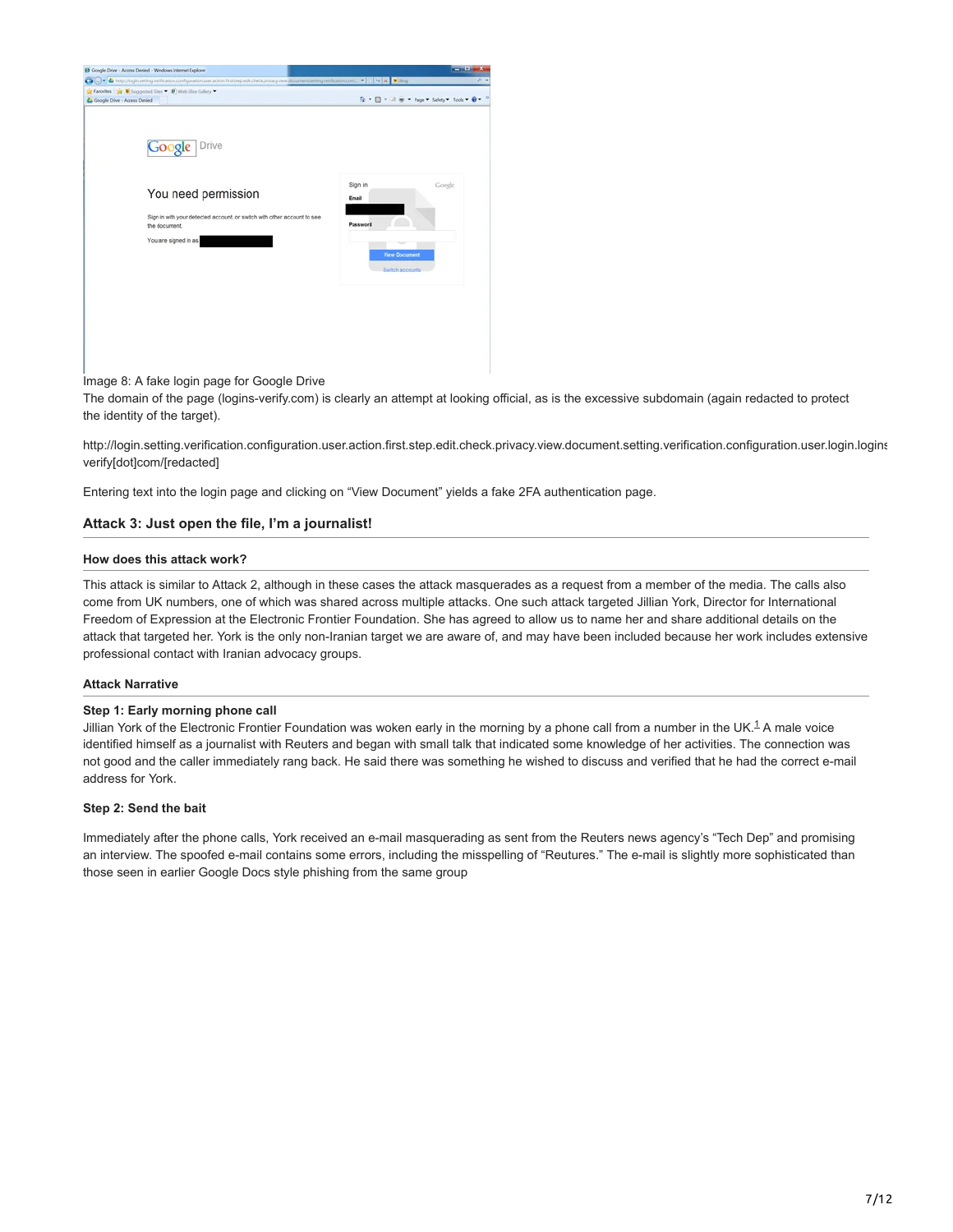Image 8: A fake login page for Google Drive

The domain of the page (logins-verify.com) is clearly an attempt at looking official, as is the excessive subdomain (again redacted to protect the identity of the target).

http://login.setting.verification.configuration.user.action.first.step.edit.check.privacy.view.document.setting.verification.configuration.user.login.logins verify[dot]com/[redacted]

Entering text into the login page and clicking on "View Document" yields a fake 2FA authentication page.

## Attack 3: Just open the file, I'm a journalist!

### How does this attack work?

This attack is similar to Attack 2, although in these cases the attack masquerades as a request from a member of the media. The calls also come from UK numbers, one of which was shared across multiple attacks. One such attack targeted Jillian York, Director for International Freedom of Expression at the Electronic Frontier Foundation. She has agreed to allow us to name her and share additional details on the attack that targeted her. York is the only non-Iranian target we are aware of, and may have been included because her work includes extensive professional contact with Iranian advocacy groups.

### Attack Narrative

**Step 1: Early morning phone call**

Jillian York of the Electronic Frontier Foundation was woken early in the morning by a phone call from a number in the UK.[1] A male voice identified himself as a journalist with Reuters and began with small talk that indicated some knowledge of her activities. The connection was not good and the caller immediately rang back. He said there was something he wished to discuss and verified that he had the correct e-mail address for York.

**Step 2: Send the bait**

Immediately after the phone calls, York received an e-mail masquerading as sent from the Reuters news agency's "Tech Dep" and promising an interview. The spoofed e-mail contains some errors, including the misspelling of "Reutures." The e-mail is slightly more sophisticated than those seen in earlier Google Docs style phishing from the same group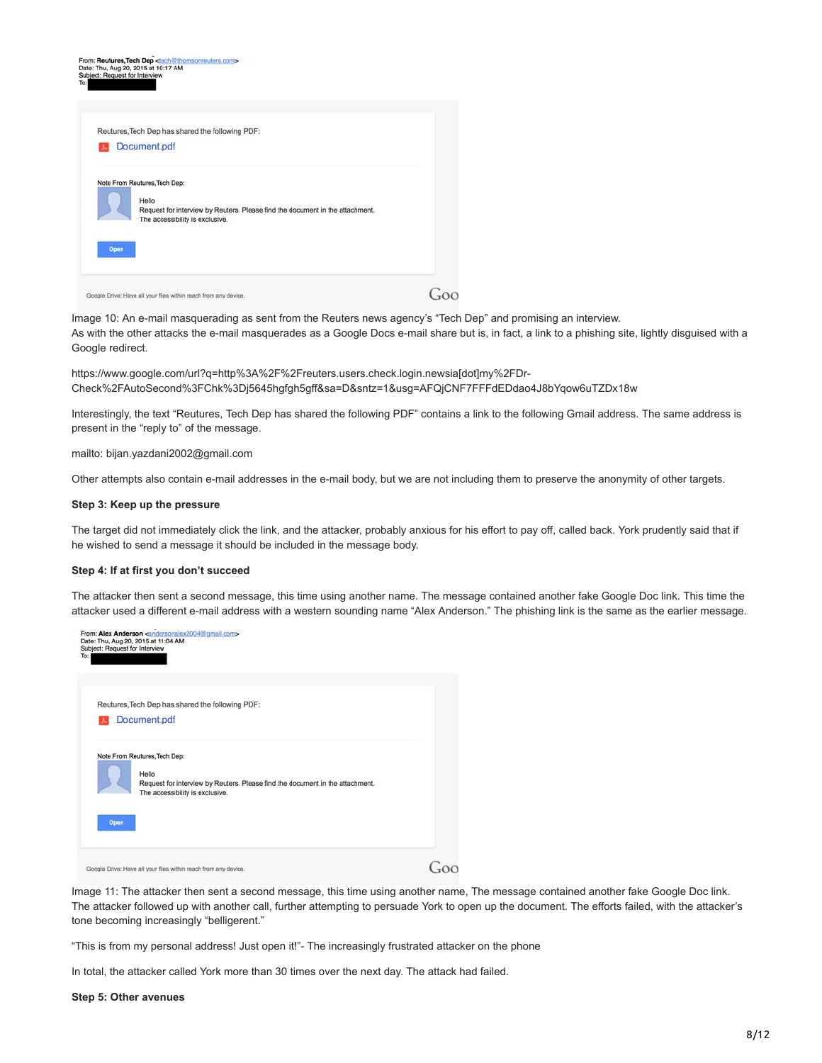From: Reutures,Tech Dep <tech@thomsonreuters.com>
Date: Thu, Aug 20, 2015 at 10:17 AM
Subject: Request for Interview
To:

Reutures,Tech Dep has shared the following PDF:

Document.pdf

Note From Reutures,Tech Dep:

Hello
Request for interview by Reuters. Please find the document in the attachment.
The accessibility is exclusive.

Open

Google Drive: Have all your files within reach from any device.

Image 10: An e-mail masquerading as sent from the Reuters news agency's "Tech Dep" and promising an interview.
As with the other attacks the e-mail masquerades as a Google Docs e-mail share but is, in fact, a link to a phishing site, lightly disguised with a Google redirect.

https://www.google.com/url?q=http%3A%2F%2Freuters.users.check.login.newsia[dot]my%2FDr-Check%2FAutoSecond%3FChk%3Dj5645hgfgh5gff&sa=D&sntz=1&usg=AFQjCNF7FFFdEDdao4J8bYqow6uTZDx18w

Interestingly, the text "Reutures, Tech Dep has shared the following PDF" contains a link to the following Gmail address. The same address is present in the "reply to" of the message.

mailto: bijan.yazdani2002@gmail.com

Other attempts also contain e-mail addresses in the e-mail body, but we are not including them to preserve the anonymity of other targets.

**Step 3: Keep up the pressure**

The target did not immediately click the link, and the attacker, probably anxious for his effort to pay off, called back. York prudently said that if he wished to send a message it should be included in the message body.

**Step 4: If at first you don't succeed**

The attacker then sent a second message, this time using another name. The message contained another fake Google Doc link. This time the attacker used a different e-mail address with a western sounding name "Alex Anderson." The phishing link is the same as the earlier message.

From: Alex Anderson <andersonalex2004@gmail.com>
Date: Thu, Aug 20, 2015 at 11:04 AM
Subject: Request for Interview
To:

Reutures,Tech Dep has shared the following PDF:

Document.pdf

Note From Reutures,Tech Dep:

Hello
Request for interview by Reuters. Please find the document in the attachment.
The accessibility is exclusive.

Open

Google Drive: Have all your files within reach from any device.

Image 11: The attacker then sent a second message, this time using another name, The message contained another fake Google Doc link.
The attacker followed up with another call, further attempting to persuade York to open up the document. The efforts failed, with the attacker's tone becoming increasingly "belligerent."

"This is from my personal address! Just open it!"- The increasingly frustrated attacker on the phone

In total, the attacker called York more than 30 times over the next day. The attack had failed.

**Step 5: Other avenues**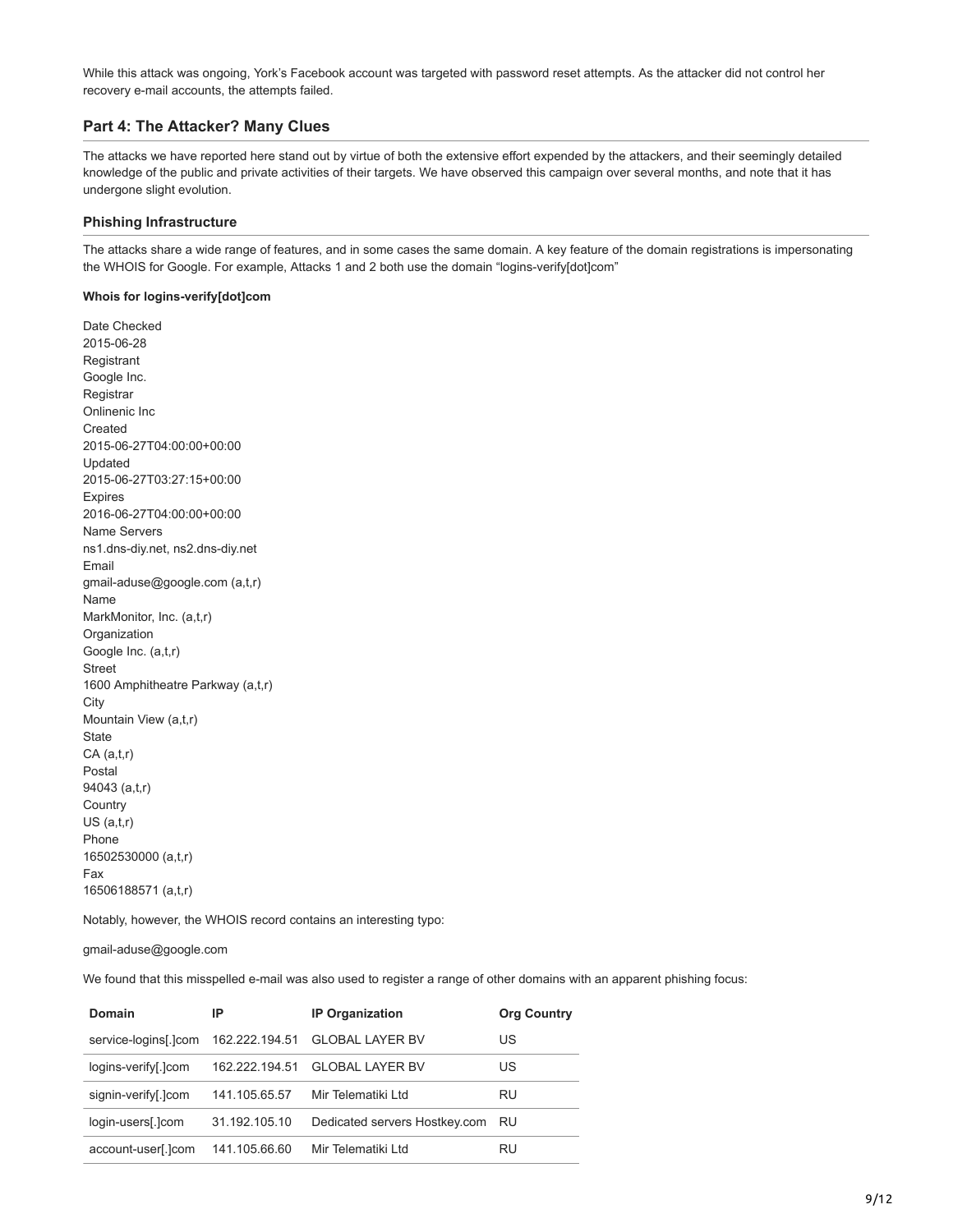While this attack was ongoing, York's Facebook account was targeted with password reset attempts. As the attacker did not control her recovery e-mail accounts, the attempts failed.

## Part 4: The Attacker? Many Clues

The attacks we have reported here stand out by virtue of both the extensive effort expended by the attackers, and their seemingly detailed knowledge of the public and private activities of their targets. We have observed this campaign over several months, and note that it has undergone slight evolution.

### Phishing Infrastructure

The attacks share a wide range of features, and in some cases the same domain. A key feature of the domain registrations is impersonating the WHOIS for Google. For example, Attacks 1 and 2 both use the domain "logins-verify[dot]com"

**Whois for logins-verify[dot]com**

Date Checked
2015-06-28
Registrant
Google Inc.
Registrar
Onlinenic Inc
Created
2015-06-27T04:00:00+00:00
Updated
2015-06-27T03:27:15+00:00
Expires
2016-06-27T04:00:00+00:00
Name Servers
ns1.dns-diy.net, ns2.dns-diy.net
Email
gmail-aduse@google.com (a,t,r)
Name
MarkMonitor, Inc. (a,t,r)
Organization
Google Inc. (a,t,r)
Street
1600 Amphitheatre Parkway (a,t,r)
City
Mountain View (a,t,r)
State
CA (a,t,r)
Postal
94043 (a,t,r)
Country
US (a,t,r)
Phone
16502530000 (a,t,r)
Fax
16506188571 (a,t,r)

Notably, however, the WHOIS record contains an interesting typo:

gmail-aduse@google.com

We found that this misspelled e-mail was also used to register a range of other domains with an apparent phishing focus:

| Domain | IP | IP Organization | Org Country |
|---|---|---|---|
| service-logins[.]com | 162.222.194.51 | GLOBAL LAYER BV | US |
| logins-verify[.]com | 162.222.194.51 | GLOBAL LAYER BV | US |
| signin-verify[.]com | 141.105.65.57 | Mir Telematiki Ltd | RU |
| login-users[.]com | 31.192.105.10 | Dedicated servers Hostkey.com | RU |
| account-user[.]com | 141.105.66.60 | Mir Telematiki Ltd | RU |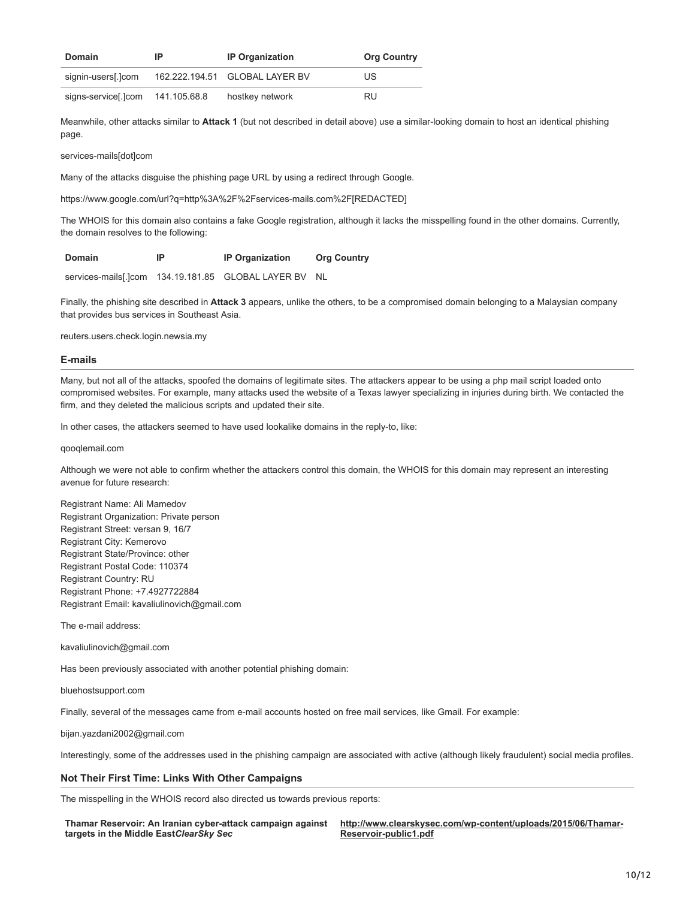| Domain | IP | IP Organization | Org Country |
|---|---|---|---|
| signin-users[.]com | 162.222.194.51 | GLOBAL LAYER BV | US |
| signs-service[.]com | 141.105.68.8 | hostkey network | RU |

Meanwhile, other attacks similar to **Attack 1** (but not described in detail above) use a similar-looking domain to host an identical phishing page.

services-mails[dot]com

Many of the attacks disguise the phishing page URL by using a redirect through Google.

https://www.google.com/url?q=http%3A%2F%2Fservices-mails.com%2F[REDACTED]

The WHOIS for this domain also contains a fake Google registration, although it lacks the misspelling found in the other domains. Currently, the domain resolves to the following:

| Domain | IP | IP Organization | Org Country |
|---|---|---|---|
| services-mails[.]com | 134.19.181.85 | GLOBAL LAYER BV | NL |

Finally, the phishing site described in **Attack 3** appears, unlike the others, to be a compromised domain belonging to a Malaysian company that provides bus services in Southeast Asia.

reuters.users.check.login.newsia.my

### E-mails

Many, but not all of the attacks, spoofed the domains of legitimate sites. The attackers appear to be using a php mail script loaded onto compromised websites. For example, many attacks used the website of a Texas lawyer specializing in injuries during birth. We contacted the firm, and they deleted the malicious scripts and updated their site.

In other cases, the attackers seemed to have used lookalike domains in the reply-to, like:

qooqlemail.com

Although we were not able to confirm whether the attackers control this domain, the WHOIS for this domain may represent an interesting avenue for future research:

Registrant Name: Ali Mamedov
Registrant Organization: Private person
Registrant Street: versan 9, 16/7
Registrant City: Kemerovo
Registrant State/Province: other
Registrant Postal Code: 110374
Registrant Country: RU
Registrant Phone: +7.4927722884
Registrant Email: kavaliulinovich@gmail.com

The e-mail address:

kavaliulinovich@gmail.com

Has been previously associated with another potential phishing domain:

bluehostsupport.com

Finally, several of the messages came from e-mail accounts hosted on free mail services, like Gmail. For example:

bijan.yazdani2002@gmail.com

Interestingly, some of the addresses used in the phishing campaign are associated with active (although likely fraudulent) social media profiles.

### Not Their First Time: Links With Other Campaigns

The misspelling in the WHOIS record also directed us towards previous reports:

| | |
|---|---|
| **Thamar Reservoir: An Iranian cyber-attack campaign against targets in the Middle East*ClearSky Sec*** | [http://www.clearskysec.com/wp-content/uploads/2015/06/Thamar-Reservoir-public1.pdf](http://www.clearskysec.com/wp-content/uploads/2015/06/Thamar-Reservoir-public1.pdf) |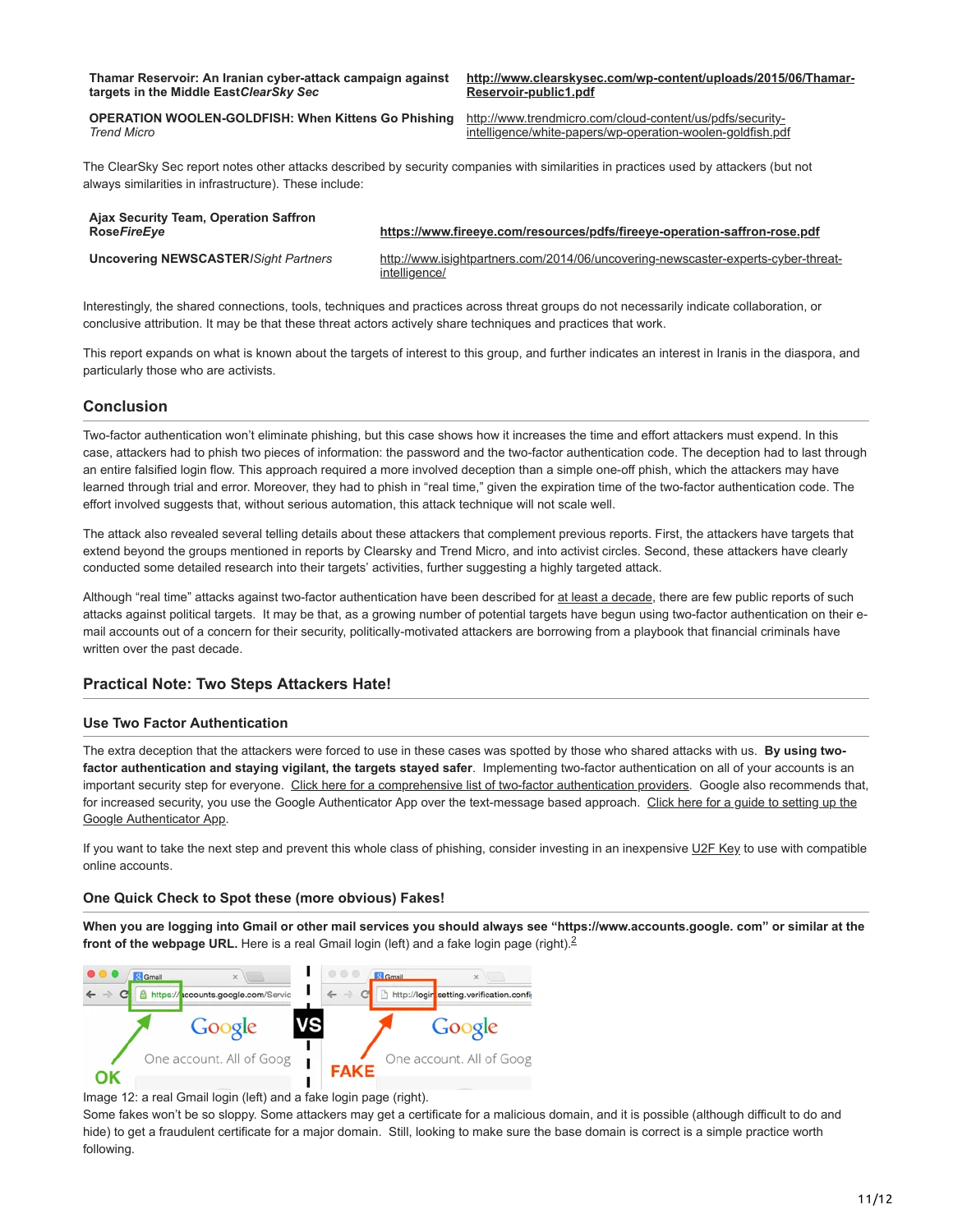| | |
|---|---|
| **Thamar Reservoir: An Iranian cyber-attack campaign against targets in the Middle East*ClearSky Sec*** | **http://www.clearskysec.com/wp-content/uploads/2015/06/Thamar-Reservoir-public1.pdf** |
| **OPERATION WOOLEN-GOLDFISH: When Kittens Go Phishing** *Trend Micro* | http://www.trendmicro.com/cloud-content/us/pdfs/security-intelligence/white-papers/wp-operation-woolen-goldfish.pdf |

The ClearSky Sec report notes other attacks described by security companies with similarities in practices used by attackers (but not always similarities in infrastructure). These include:

| | |
|---|---|
| **Ajax Security Team, Operation Saffron Rose*FireEye*** | **https://www.fireeye.com/resources/pdfs/fireeye-operation-saffron-rose.pdf** |
| **Uncovering NEWSCASTER/***Sight Partners* | http://www.isightpartners.com/2014/06/uncovering-newscaster-experts-cyber-threat-intelligence/ |

Interestingly, the shared connections, tools, techniques and practices across threat groups do not necessarily indicate collaboration, or conclusive attribution. It may be that these threat actors actively share techniques and practices that work.

This report expands on what is known about the targets of interest to this group, and further indicates an interest in Iranis in the diaspora, and particularly those who are activists.

## Conclusion

Two-factor authentication won't eliminate phishing, but this case shows how it increases the time and effort attackers must expend. In this case, attackers had to phish two pieces of information: the password and the two-factor authentication code. The deception had to last through an entire falsified login flow. This approach required a more involved deception than a simple one-off phish, which the attackers may have learned through trial and error. Moreover, they had to phish in "real time," given the expiration time of the two-factor authentication code. The effort involved suggests that, without serious automation, this attack technique will not scale well.

The attack also revealed several telling details about these attackers that complement previous reports. First, the attackers have targets that extend beyond the groups mentioned in reports by Clearsky and Trend Micro, and into activist circles. Second, these attackers have clearly conducted some detailed research into their targets' activities, further suggesting a highly targeted attack.

Although "real time" attacks against two-factor authentication have been described for at least a decade, there are few public reports of such attacks against political targets. It may be that, as a growing number of potential targets have begun using two-factor authentication on their e-mail accounts out of a concern for their security, politically-motivated attackers are borrowing from a playbook that financial criminals have written over the past decade.

## Practical Note: Two Steps Attackers Hate!

### Use Two Factor Authentication

The extra deception that the attackers were forced to use in these cases was spotted by those who shared attacks with us. **By using two-factor authentication and staying vigilant, the targets stayed safer**. Implementing two-factor authentication on all of your accounts is an important security step for everyone. Click here for a comprehensive list of two-factor authentication providers. Google also recommends that, for increased security, you use the Google Authenticator App over the text-message based approach. Click here for a guide to setting up the Google Authenticator App.

If you want to take the next step and prevent this whole class of phishing, consider investing in an inexpensive U2F Key to use with compatible online accounts.

### One Quick Check to Spot these (more obvious) Fakes!

**When you are logging into Gmail or other mail services you should always see "https://www.accounts.google. com" or similar at the front of the webpage URL.** Here is a real Gmail login (left) and a fake login page (right).[2]

Image 12: a real Gmail login (left) and a fake login page (right).

Some fakes won't be so sloppy. Some attackers may get a certificate for a malicious domain, and it is possible (although difficult to do and hide) to get a fraudulent certificate for a major domain. Still, looking to make sure the base domain is correct is a simple practice worth following.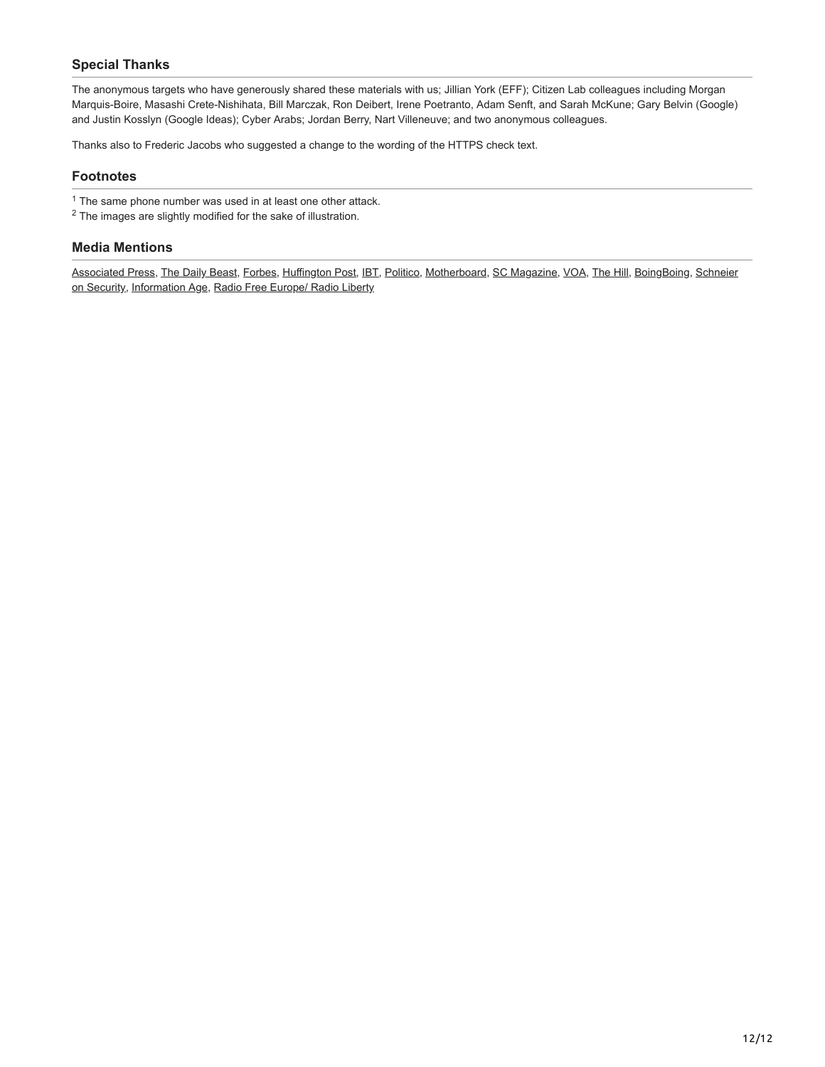### Special Thanks

The anonymous targets who have generously shared these materials with us; Jillian York (EFF); Citizen Lab colleagues including Morgan Marquis-Boire, Masashi Crete-Nishihata, Bill Marczak, Ron Deibert, Irene Poetranto, Adam Senft, and Sarah McKune; Gary Belvin (Google) and Justin Kosslyn (Google Ideas); Cyber Arabs; Jordan Berry, Nart Villeneuve; and two anonymous colleagues.

Thanks also to Frederic Jacobs who suggested a change to the wording of the HTTPS check text.

### Footnotes

[1] The same phone number was used in at least one other attack.
[2] The images are slightly modified for the sake of illustration.

### Media Mentions

Associated Press, The Daily Beast, Forbes, Huffington Post, IBT, Politico, Motherboard, SC Magazine, VOA, The Hill, BoingBoing, Schneier on Security, Information Age, Radio Free Europe/ Radio Liberty